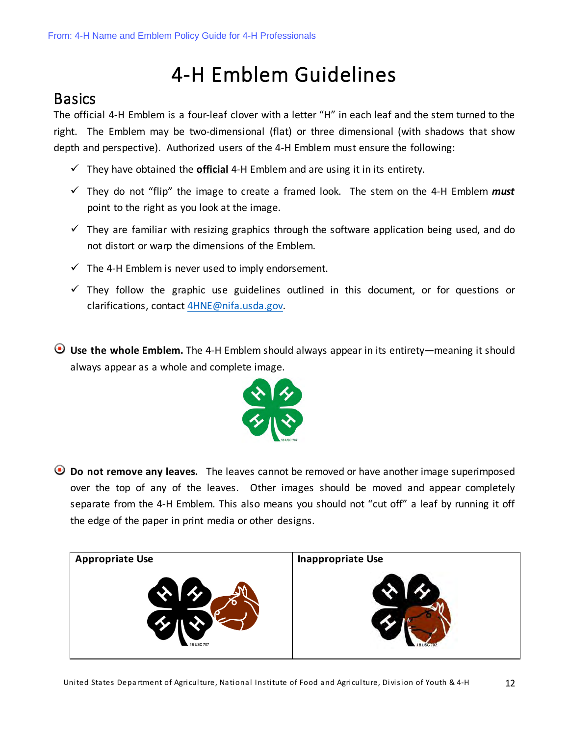From: 4-H Name and Emblem Policy Guide for 4-H Professionals

# 4-H Emblem Guidelines

## Basics

The official 4-H Emblem is a four-leaf clover with a letter "H" in each leaf and the stem turned to the right. The Emblem may be two-dimensional (flat) or three dimensional (with shadows that show depth and perspective). Authorized users of the 4-H Emblem must ensure the following:

- ✓ They have obtained the **official** 4-H Emblem and are using it in its entirety.
- ✓ They do not "flip" the image to create a framed look. The stem on the 4-H Emblem ***must*** point to the right as you look at the image.
- ✓ They are familiar with resizing graphics through the software application being used, and do not distort or warp the dimensions of the Emblem.
- ✓ The 4-H Emblem is never used to imply endorsement.
- ✓ They follow the graphic use guidelines outlined in this document, or for questions or clarifications, contact 4HNE@nifa.usda.gov.

**Use the whole Emblem.** The 4-H Emblem should always appear in its entirety—meaning it should always appear as a whole and complete image.

**Do not remove any leaves.** The leaves cannot be removed or have another image superimposed over the top of any of the leaves. Other images should be moved and appear completely separate from the 4-H Emblem. This also means you should not "cut off" a leaf by running it off the edge of the paper in print media or other designs.

| Appropriate Use | Inappropriate Use |
| --- | --- |
| | |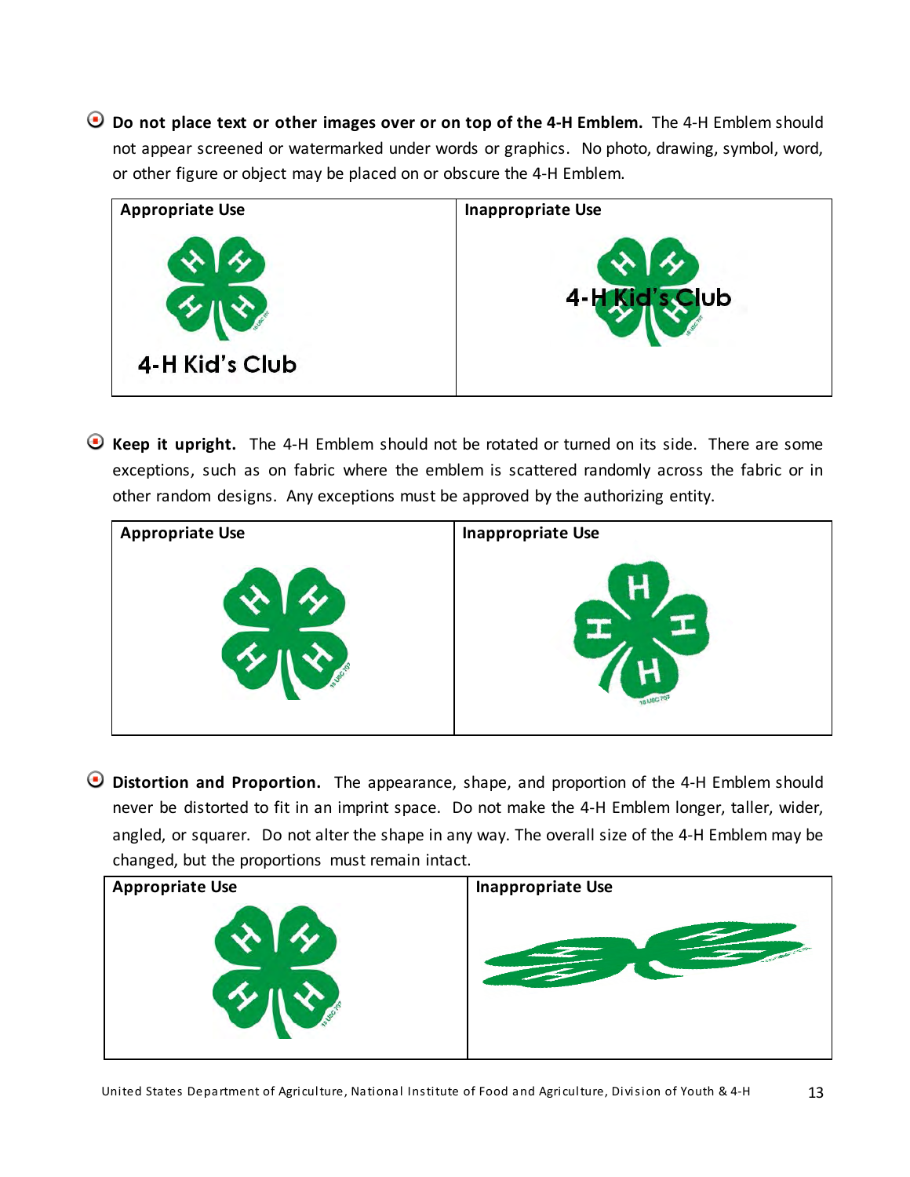- **Do not place text or other images over or on top of the 4-H Emblem.** The 4-H Emblem should not appear screened or watermarked under words or graphics. No photo, drawing, symbol, word, or other figure or object may be placed on or obscure the 4-H Emblem.

| Appropriate Use | Inappropriate Use |
|---|---|
| 4-H Kid's Club | 4-H Kid's Club |

- **Keep it upright.** The 4-H Emblem should not be rotated or turned on its side. There are some exceptions, such as on fabric where the emblem is scattered randomly across the fabric or in other random designs. Any exceptions must be approved by the authorizing entity.

| Appropriate Use | Inappropriate Use |
|---|---|
| | |

- **Distortion and Proportion.** The appearance, shape, and proportion of the 4-H Emblem should never be distorted to fit in an imprint space. Do not make the 4-H Emblem longer, taller, wider, angled, or squarer. Do not alter the shape in any way. The overall size of the 4-H Emblem may be changed, but the proportions must remain intact.

| Appropriate Use | Inappropriate Use |
|---|---|
| | |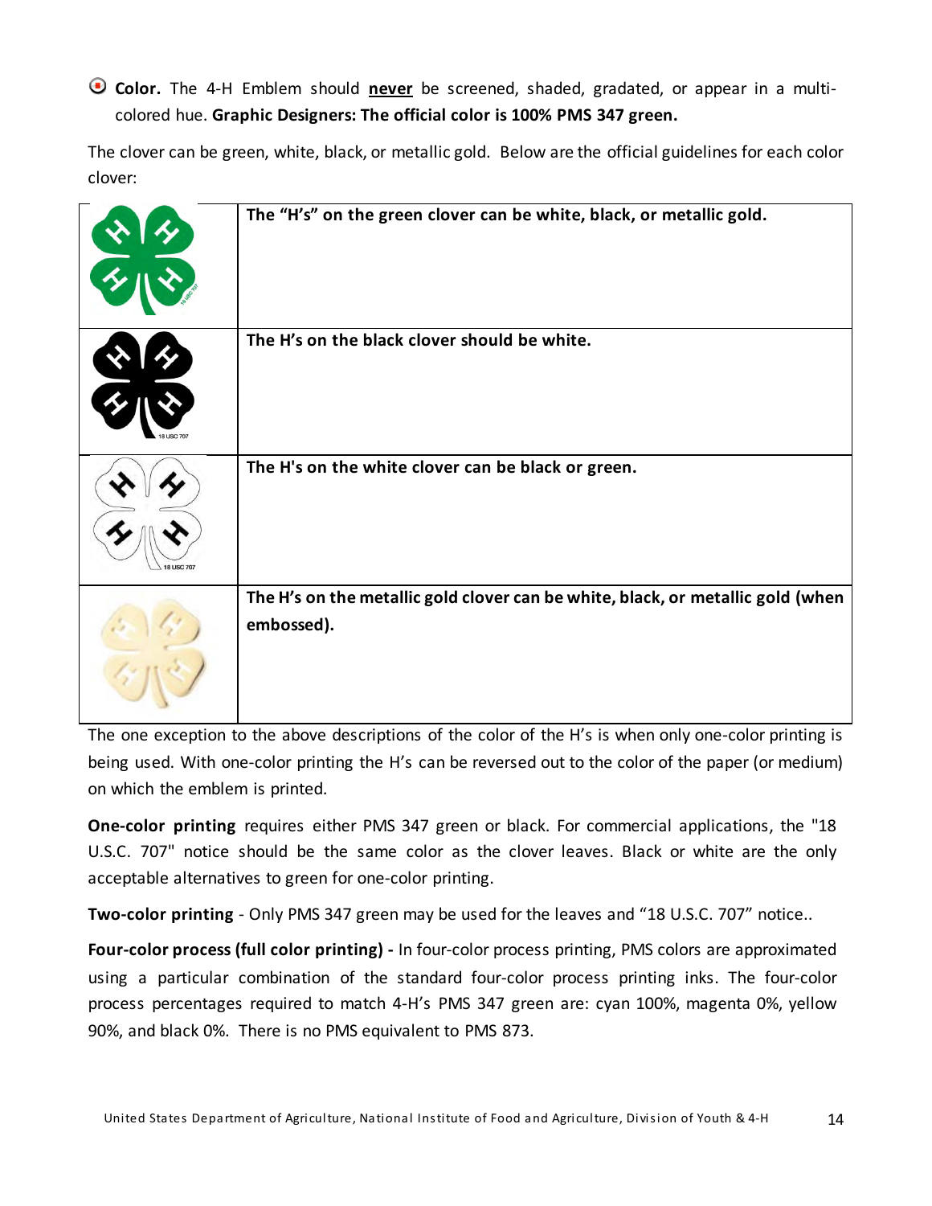- **Color.** The 4-H Emblem should **never** be screened, shaded, gradated, or appear in a multi-colored hue. **Graphic Designers: The official color is 100% PMS 347 green.**

The clover can be green, white, black, or metallic gold. Below are the official guidelines for each color clover:

| | |
|---|---|
| | **The "H's" on the green clover can be white, black, or metallic gold.** |
| | **The H's on the black clover should be white.** |
| | **The H's on the white clover can be black or green.** |
| | **The H's on the metallic gold clover can be white, black, or metallic gold (when embossed).** |

The one exception to the above descriptions of the color of the H's is when only one-color printing is being used. With one-color printing the H's can be reversed out to the color of the paper (or medium) on which the emblem is printed.

**One-color printing** requires either PMS 347 green or black. For commercial applications, the "18 U.S.C. 707" notice should be the same color as the clover leaves. Black or white are the only acceptable alternatives to green for one-color printing.

**Two-color printing** - Only PMS 347 green may be used for the leaves and "18 U.S.C. 707" notice..

**Four-color process (full color printing) -** In four-color process printing, PMS colors are approximated using a particular combination of the standard four-color process printing inks. The four-color process percentages required to match 4-H's PMS 347 green are: cyan 100%, magenta 0%, yellow 90%, and black 0%. There is no PMS equivalent to PMS 873.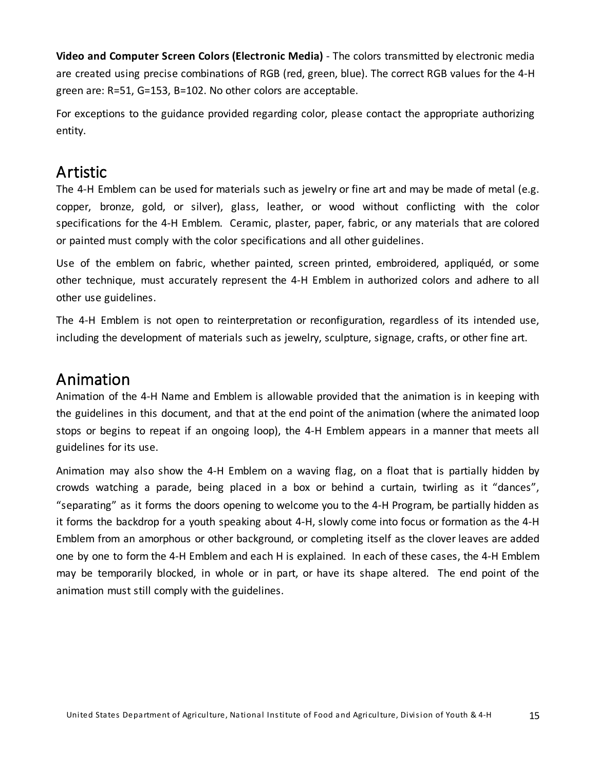**Video and Computer Screen Colors (Electronic Media)** - The colors transmitted by electronic media are created using precise combinations of RGB (red, green, blue). The correct RGB values for the 4-H green are: R=51, G=153, B=102. No other colors are acceptable.

For exceptions to the guidance provided regarding color, please contact the appropriate authorizing entity.

## Artistic

The 4-H Emblem can be used for materials such as jewelry or fine art and may be made of metal (e.g. copper, bronze, gold, or silver), glass, leather, or wood without conflicting with the color specifications for the 4-H Emblem. Ceramic, plaster, paper, fabric, or any materials that are colored or painted must comply with the color specifications and all other guidelines.

Use of the emblem on fabric, whether painted, screen printed, embroidered, appliquéd, or some other technique, must accurately represent the 4-H Emblem in authorized colors and adhere to all other use guidelines.

The 4-H Emblem is not open to reinterpretation or reconfiguration, regardless of its intended use, including the development of materials such as jewelry, sculpture, signage, crafts, or other fine art.

## Animation

Animation of the 4-H Name and Emblem is allowable provided that the animation is in keeping with the guidelines in this document, and that at the end point of the animation (where the animated loop stops or begins to repeat if an ongoing loop), the 4-H Emblem appears in a manner that meets all guidelines for its use.

Animation may also show the 4-H Emblem on a waving flag, on a float that is partially hidden by crowds watching a parade, being placed in a box or behind a curtain, twirling as it "dances", "separating" as it forms the doors opening to welcome you to the 4-H Program, be partially hidden as it forms the backdrop for a youth speaking about 4-H, slowly come into focus or formation as the 4-H Emblem from an amorphous or other background, or completing itself as the clover leaves are added one by one to form the 4-H Emblem and each H is explained. In each of these cases, the 4-H Emblem may be temporarily blocked, in whole or in part, or have its shape altered. The end point of the animation must still comply with the guidelines.